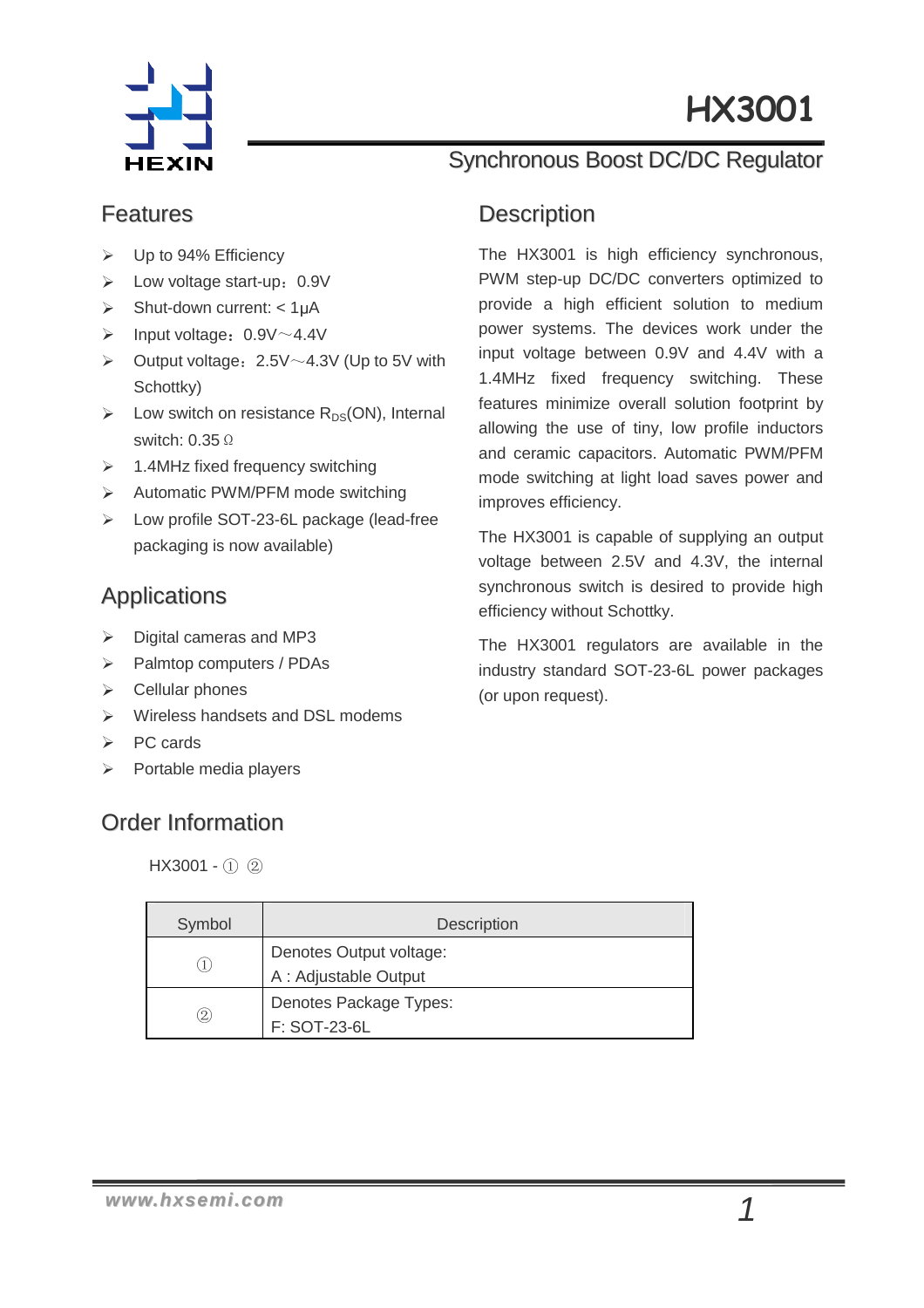# HX3001

## Synchronous Boost DC/DC Regulator

## Features

- Up to 94% Efficiency
- Low voltage start-up：0.9V
- Shut-down current: < 1μA
- Input voltage：0.9V～4.4V
- Output voltage：2.5V～4.3V (Up to 5V with Schottky)
- Low switch on resistance $R_{DS}$(ON), Internal switch: 0.35Ω
- 1.4MHz fixed frequency switching
- Automatic PWM/PFM mode switching
- Low profile SOT-23-6L package (lead-free packaging is now available)

## Applications

- Digital cameras and MP3
- Palmtop computers / PDAs
- Cellular phones
- Wireless handsets and DSL modems
- PC cards
- Portable media players

## Description

The HX3001 is high efficiency synchronous, PWM step-up DC/DC converters optimized to provide a high efficient solution to medium power systems. The devices work under the input voltage between 0.9V and 4.4V with a 1.4MHz fixed frequency switching. These features minimize overall solution footprint by allowing the use of tiny, low profile inductors and ceramic capacitors. Automatic PWM/PFM mode switching at light load saves power and improves efficiency.

The HX3001 is capable of supplying an output voltage between 2.5V and 4.3V, the internal synchronous switch is desired to provide high efficiency without Schottky.

The HX3001 regulators are available in the industry standard SOT-23-6L power packages (or upon request).

## Order Information

HX3001 - ① ②

| Symbol | Description |
|---|---|
| ① | Denotes Output voltage:<br>A : Adjustable Output |
| ② | Denotes Package Types:<br>F: SOT-23-6L |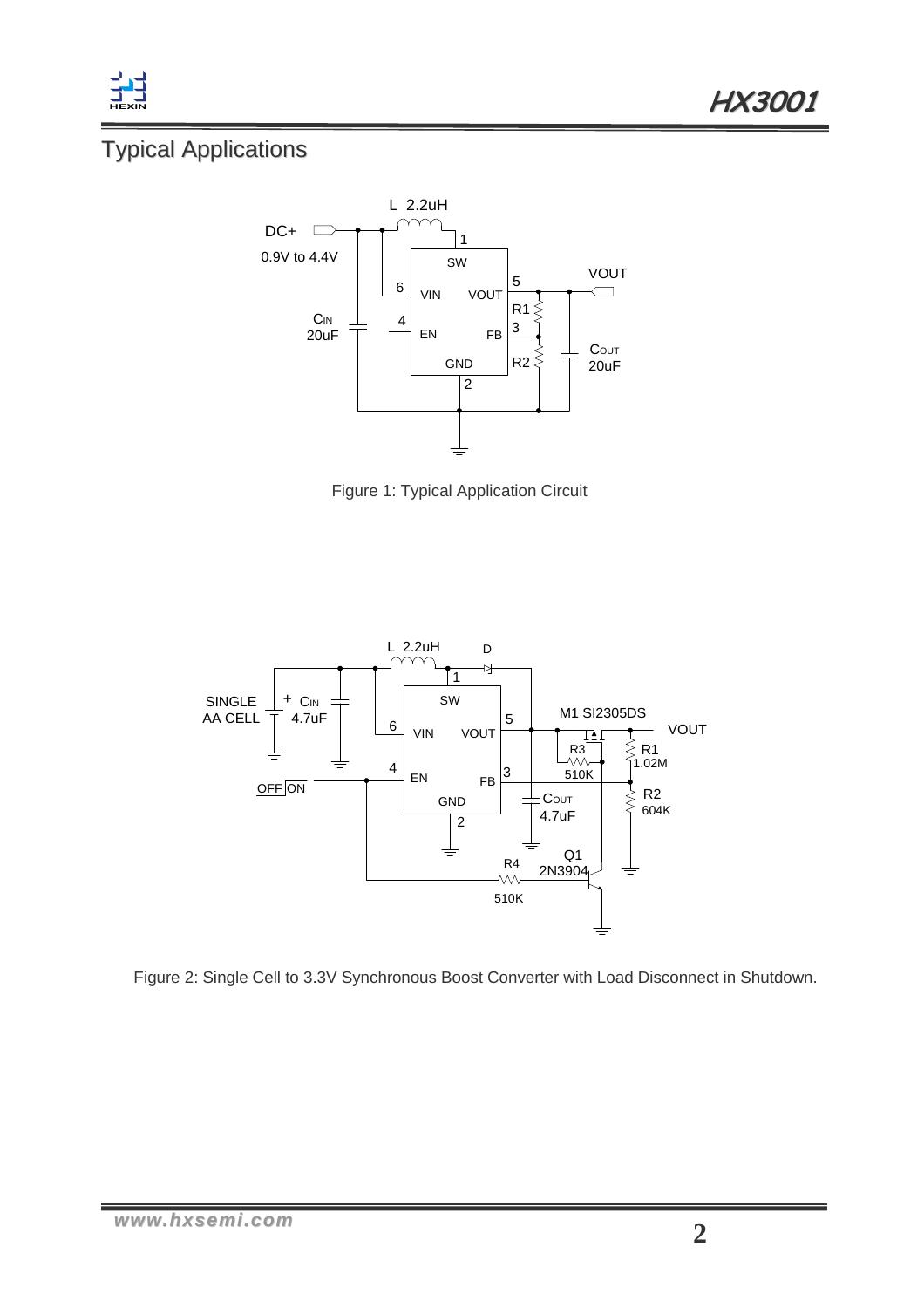## Typical Applications

Figure 1: Typical Application Circuit

Figure 2: Single Cell to 3.3V Synchronous Boost Converter with Load Disconnect in Shutdown.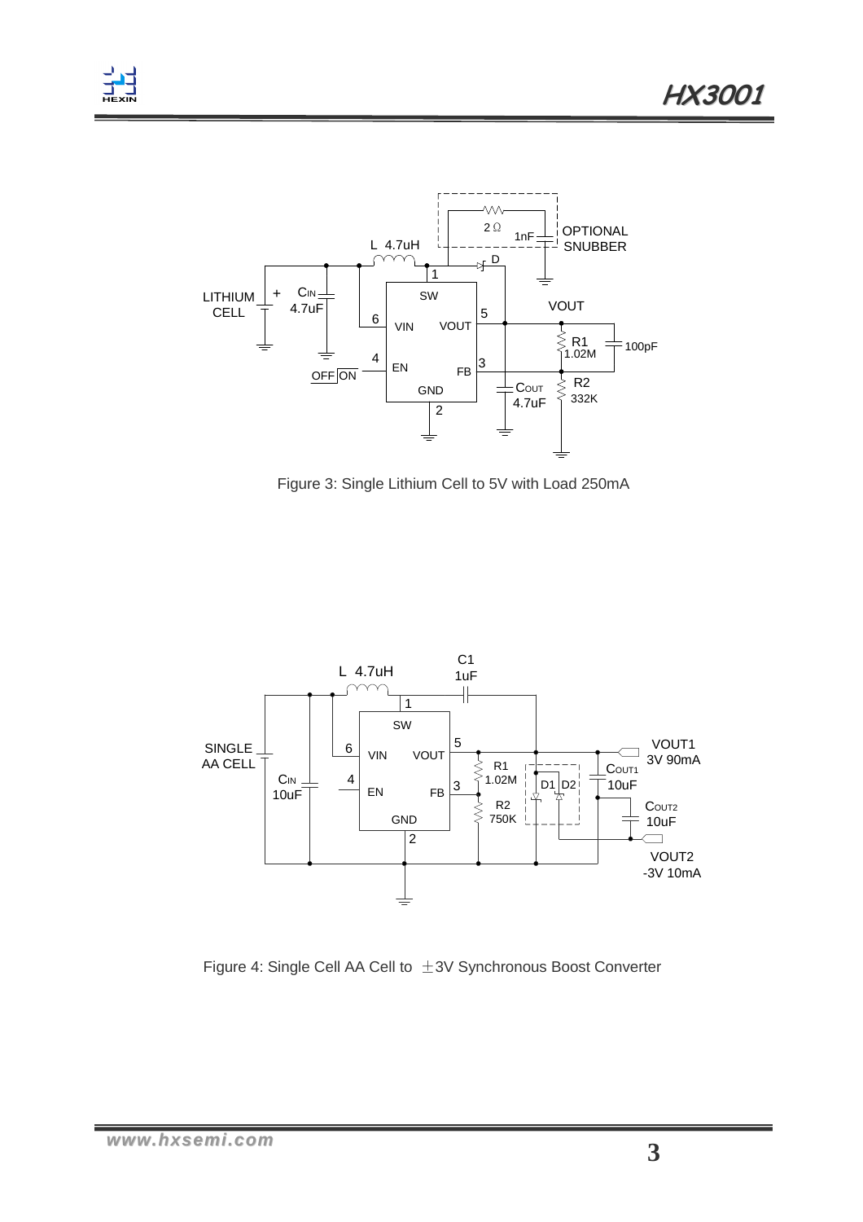Figure 3: Single Lithium Cell to 5V with Load 250mA

Figure 4: Single Cell AA Cell to ±3V Synchronous Boost Converter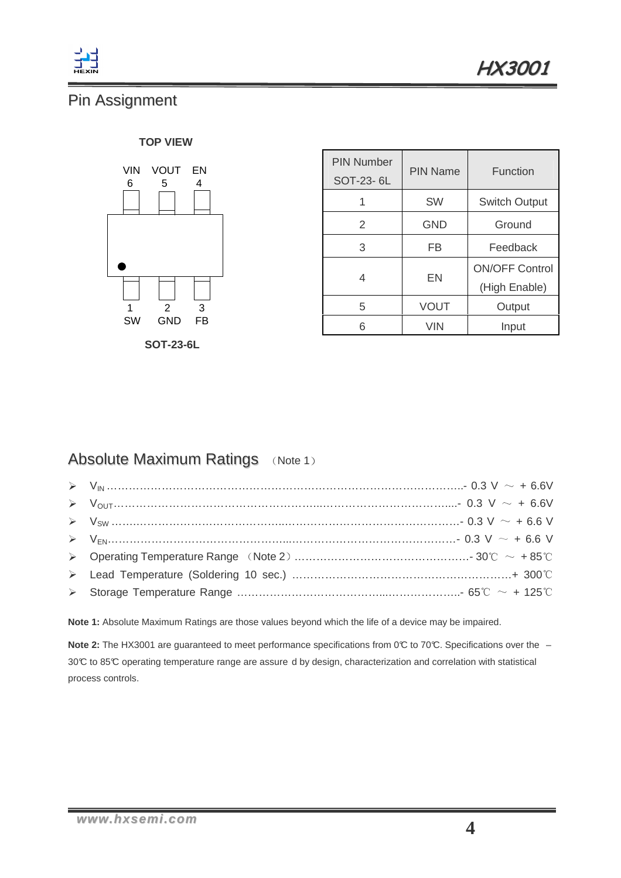## Pin Assignment

**TOP VIEW**

VIN 6 VOUT 5 EN 4

1 SW 2 GND 3 FB

**SOT-23-6L**

| PIN Number SOT-23- 6L | PIN Name | Function |
|---|---|---|
| 1 | SW | Switch Output |
| 2 | GND | Ground |
| 3 | FB | Feedback |
| 4 | EN | ON/OFF Control (High Enable) |
| 5 | VOUT | Output |
| 6 | VIN | Input |

## Absolute Maximum Ratings （Note 1）

- $V_{IN}$ ……………………………………………………………- 0.3 V ～ + 6.6V
- $V_{OUT}$ ……………………………………………………………- 0.3 V ～ + 6.6V
- $V_{SW}$ ……………………………………………………………- 0.3 V ～ + 6.6 V
- $V_{EN}$ ……………………………………………………………- 0.3 V ～ + 6.6 V
- Operating Temperature Range （Note 2）…………………………- 30℃ ～ + 85℃
- Lead Temperature (Soldering 10 sec.) …………………………+ 300℃
- Storage Temperature Range ……………………………………- 65℃ ～ + 125℃

**Note 1:** Absolute Maximum Ratings are those values beyond which the life of a device may be impaired.

**Note 2:** The HX3001 are guaranteed to meet performance specifications from 0℃ to 70℃. Specifications over the –30℃ to 85℃ operating temperature range are assure d by design, characterization and correlation with statistical process controls.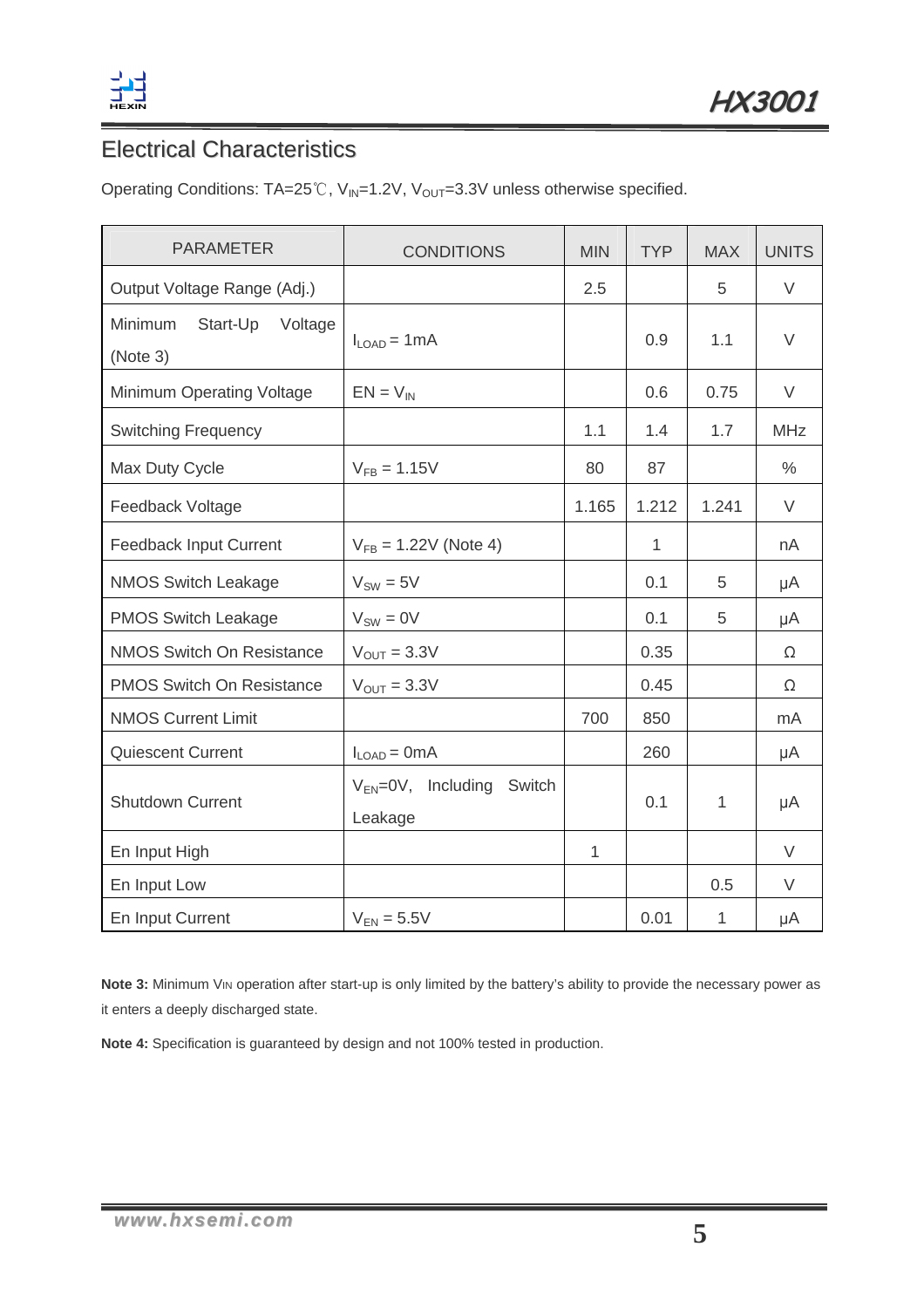## Electrical Characteristics

Operating Conditions: TA=25℃, $V_{IN}$=1.2V, $V_{OUT}$=3.3V unless otherwise specified.

| PARAMETER | CONDITIONS | MIN | TYP | MAX | UNITS |
|---|---|---|---|---|---|
| Output Voltage Range (Adj.) | | 2.5 | | 5 | V |
| Minimum Start-Up Voltage (Note 3) | $I_{LOAD}$ = 1mA | | 0.9 | 1.1 | V |
| Minimum Operating Voltage | EN = $V_{IN}$ | | 0.6 | 0.75 | V |
| Switching Frequency | | 1.1 | 1.4 | 1.7 | MHz |
| Max Duty Cycle | $V_{FB}$ = 1.15V | 80 | 87 | | % |
| Feedback Voltage | | 1.165 | 1.212 | 1.241 | V |
| Feedback Input Current | $V_{FB}$ = 1.22V (Note 4) | | 1 | | nA |
| NMOS Switch Leakage | $V_{SW}$ = 5V | | 0.1 | 5 | μA |
| PMOS Switch Leakage | $V_{SW}$ = 0V | | 0.1 | 5 | μA |
| NMOS Switch On Resistance | $V_{OUT}$ = 3.3V | | 0.35 | | Ω |
| PMOS Switch On Resistance | $V_{OUT}$ = 3.3V | | 0.45 | | Ω |
| NMOS Current Limit | | 700 | 850 | | mA |
| Quiescent Current | $I_{LOAD}$ = 0mA | | 260 | | μA |
| Shutdown Current | $V_{EN}$=0V, Including Switch Leakage | | 0.1 | 1 | μA |
| En Input High | | 1 | | | V |
| En Input Low | | | | 0.5 | V |
| En Input Current | $V_{EN}$ = 5.5V | | 0.01 | 1 | μA |

**Note 3:** Minimum $V_{IN}$ operation after start-up is only limited by the battery's ability to provide the necessary power as it enters a deeply discharged state.

**Note 4:** Specification is guaranteed by design and not 100% tested in production.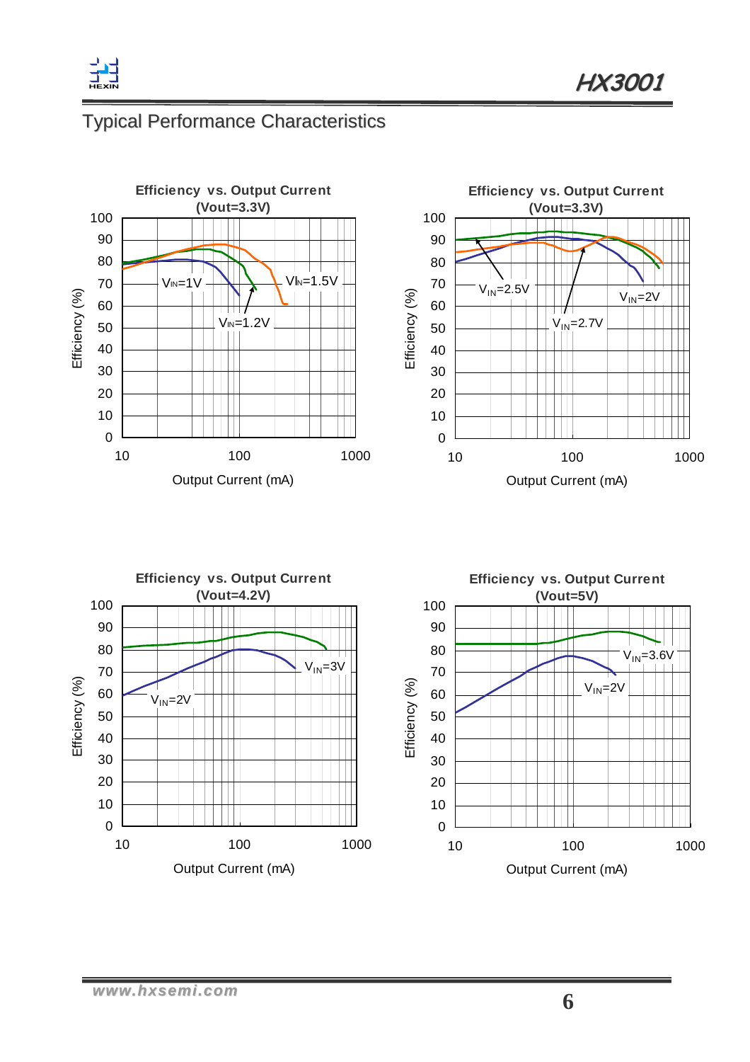## Typical Performance Characteristics

**Efficiency vs. Output Current (Vout=3.3V)**

Efficiency (%) vs. Output Current (mA): $V_{IN}$=1V, $V_{IN}$=1.2V, $V_{IN}$=1.5V

**Efficiency vs. Output Current (Vout=3.3V)**

Efficiency (%) vs. Output Current (mA): $V_{IN}$=2V, $V_{IN}$=2.5V, $V_{IN}$=2.7V

**Efficiency vs. Output Current (Vout=4.2V)**

Efficiency (%) vs. Output Current (mA): $V_{IN}$=2V, $V_{IN}$=3V

**Efficiency vs. Output Current (Vout=5V)**

Efficiency (%) vs. Output Current (mA): $V_{IN}$=2V, $V_{IN}$=3.6V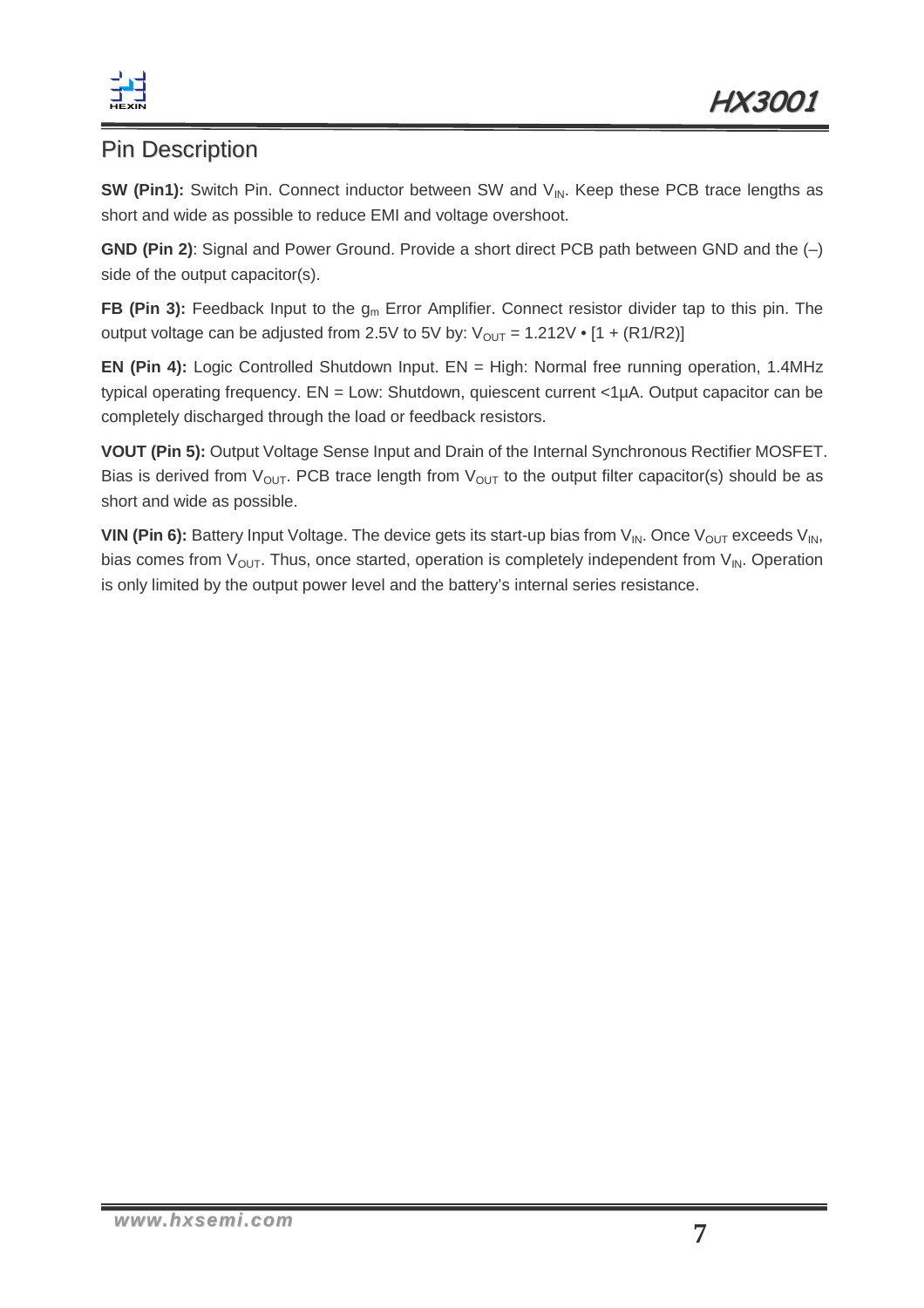## Pin Description

**SW (Pin1):** Switch Pin. Connect inductor between SW and $V_{IN}$. Keep these PCB trace lengths as short and wide as possible to reduce EMI and voltage overshoot.

**GND (Pin 2)**: Signal and Power Ground. Provide a short direct PCB path between GND and the (–) side of the output capacitor(s).

**FB (Pin 3):** Feedback Input to the $g_m$ Error Amplifier. Connect resistor divider tap to this pin. The output voltage can be adjusted from 2.5V to 5V by: $V_{OUT} = 1.212V \cdot [1 + (R1/R2)]$

**EN (Pin 4):** Logic Controlled Shutdown Input. EN = High: Normal free running operation, 1.4MHz typical operating frequency. EN = Low: Shutdown, quiescent current <1μA. Output capacitor can be completely discharged through the load or feedback resistors.

**VOUT (Pin 5):** Output Voltage Sense Input and Drain of the Internal Synchronous Rectifier MOSFET. Bias is derived from $V_{OUT}$. PCB trace length from $V_{OUT}$ to the output filter capacitor(s) should be as short and wide as possible.

**VIN (Pin 6):** Battery Input Voltage. The device gets its start-up bias from $V_{IN}$. Once $V_{OUT}$ exceeds $V_{IN}$, bias comes from $V_{OUT}$. Thus, once started, operation is completely independent from $V_{IN}$. Operation is only limited by the output power level and the battery's internal series resistance.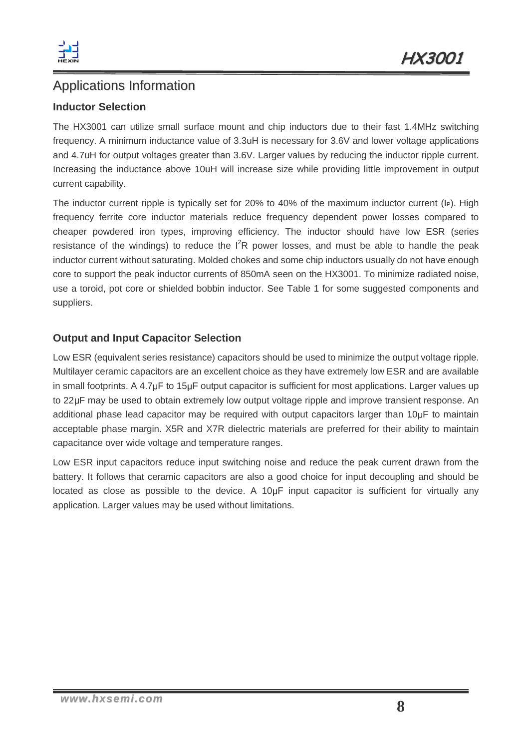## Applications Information

### Inductor Selection

The HX3001 can utilize small surface mount and chip inductors due to their fast 1.4MHz switching frequency. A minimum inductance value of 3.3uH is necessary for 3.6V and lower voltage applications and 4.7uH for output voltages greater than 3.6V. Larger values by reducing the inductor ripple current. Increasing the inductance above 10uH will increase size while providing little improvement in output current capability.

The inductor current ripple is typically set for 20% to 40% of the maximum inductor current ($I_P$). High frequency ferrite core inductor materials reduce frequency dependent power losses compared to cheaper powdered iron types, improving efficiency. The inductor should have low ESR (series resistance of the windings) to reduce the $I^2R$ power losses, and must be able to handle the peak inductor current without saturating. Molded chokes and some chip inductors usually do not have enough core to support the peak inductor currents of 850mA seen on the HX3001. To minimize radiated noise, use a toroid, pot core or shielded bobbin inductor. See Table 1 for some suggested components and suppliers.

### Output and Input Capacitor Selection

Low ESR (equivalent series resistance) capacitors should be used to minimize the output voltage ripple. Multilayer ceramic capacitors are an excellent choice as they have extremely low ESR and are available in small footprints. A 4.7μF to 15μF output capacitor is sufficient for most applications. Larger values up to 22μF may be used to obtain extremely low output voltage ripple and improve transient response. An additional phase lead capacitor may be required with output capacitors larger than 10μF to maintain acceptable phase margin. X5R and X7R dielectric materials are preferred for their ability to maintain capacitance over wide voltage and temperature ranges.

Low ESR input capacitors reduce input switching noise and reduce the peak current drawn from the battery. It follows that ceramic capacitors are also a good choice for input decoupling and should be located as close as possible to the device. A 10μF input capacitor is sufficient for virtually any application. Larger values may be used without limitations.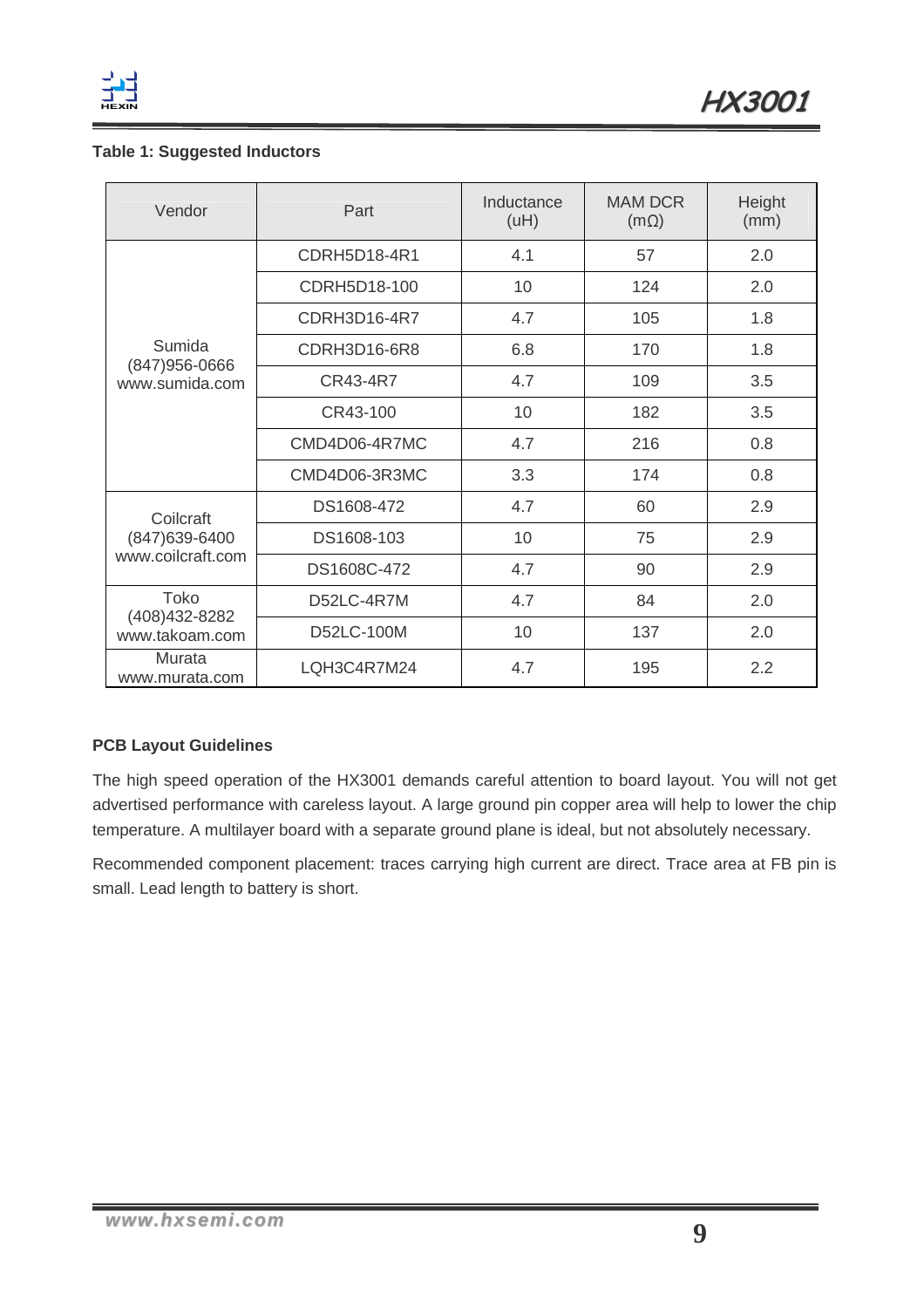**Table 1: Suggested Inductors**

| Vendor | Part | Inductance (uH) | MAM DCR (mΩ) | Height (mm) |
|---|---|---|---|---|
| Sumida (847)956-0666 www.sumida.com | CDRH5D18-4R1 | 4.1 | 57 | 2.0 |
| | CDRH5D18-100 | 10 | 124 | 2.0 |
| | CDRH3D16-4R7 | 4.7 | 105 | 1.8 |
| | CDRH3D16-6R8 | 6.8 | 170 | 1.8 |
| | CR43-4R7 | 4.7 | 109 | 3.5 |
| | CR43-100 | 10 | 182 | 3.5 |
| | CMD4D06-4R7MC | 4.7 | 216 | 0.8 |
| | CMD4D06-3R3MC | 3.3 | 174 | 0.8 |
| Coilcraft (847)639-6400 www.coilcraft.com | DS1608-472 | 4.7 | 60 | 2.9 |
| | DS1608-103 | 10 | 75 | 2.9 |
| | DS1608C-472 | 4.7 | 90 | 2.9 |
| Toko (408)432-8282 www.takoam.com | D52LC-4R7M | 4.7 | 84 | 2.0 |
| | D52LC-100M | 10 | 137 | 2.0 |
| Murata www.murata.com | LQH3C4R7M24 | 4.7 | 195 | 2.2 |

**PCB Layout Guidelines**

The high speed operation of the HX3001 demands careful attention to board layout. You will not get advertised performance with careless layout. A large ground pin copper area will help to lower the chip temperature. A multilayer board with a separate ground plane is ideal, but not absolutely necessary.

Recommended component placement: traces carrying high current are direct. Trace area at FB pin is small. Lead length to battery is short.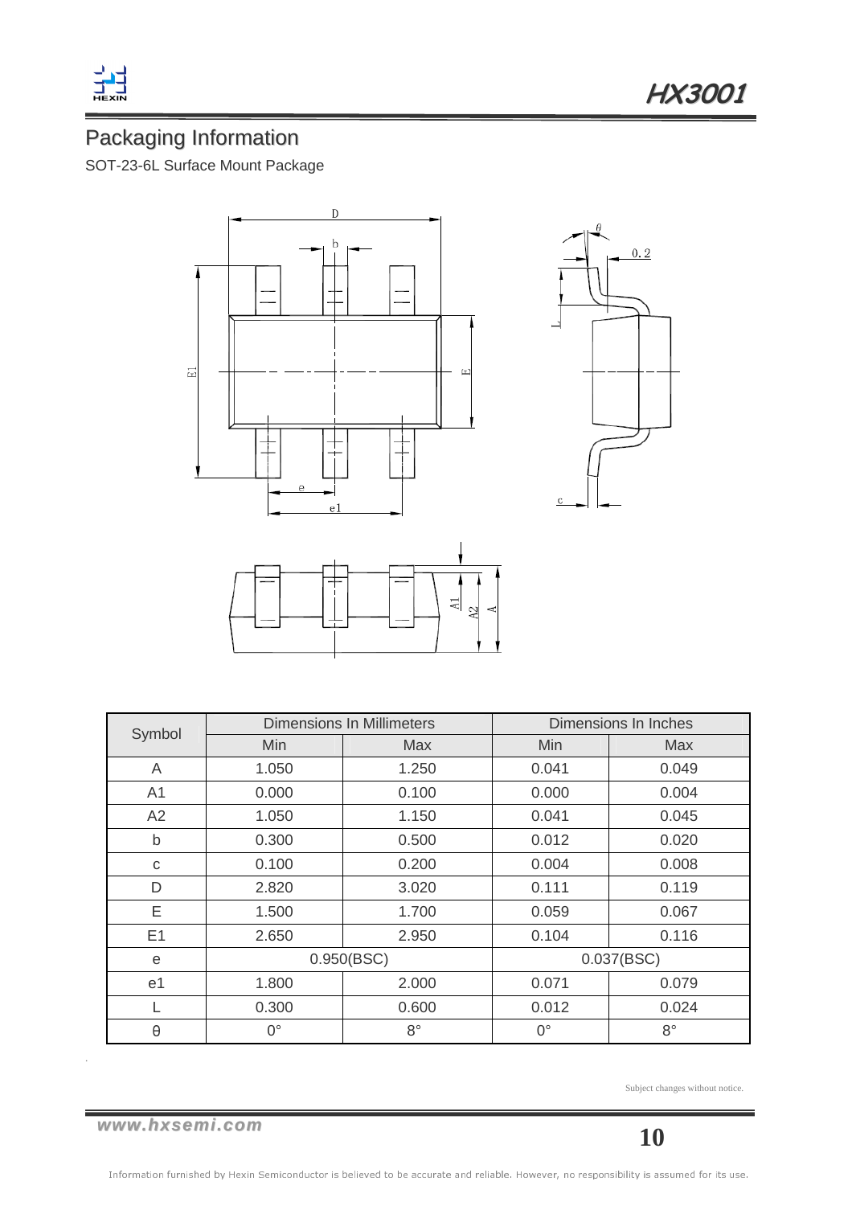## Packaging Information

SOT-23-6L Surface Mount Package

D
b
E1
E
e
e1
θ
0.2
L
c
A1
A2
A

| Symbol | Dimensions In Millimeters | | Dimensions In Inches | |
|---|---|---|---|---|
| | Min | Max | Min | Max |
| A | 1.050 | 1.250 | 0.041 | 0.049 |
| A1 | 0.000 | 0.100 | 0.000 | 0.004 |
| A2 | 1.050 | 1.150 | 0.041 | 0.045 |
| b | 0.300 | 0.500 | 0.012 | 0.020 |
| c | 0.100 | 0.200 | 0.004 | 0.008 |
| D | 2.820 | 3.020 | 0.111 | 0.119 |
| E | 1.500 | 1.700 | 0.059 | 0.067 |
| E1 | 2.650 | 2.950 | 0.104 | 0.116 |
| e | 0.950(BSC) | | 0.037(BSC) | |
| e1 | 1.800 | 2.000 | 0.071 | 0.079 |
| L | 0.300 | 0.600 | 0.012 | 0.024 |
| θ | 0° | 8° | 0° | 8° |

Subject changes without notice.

www.hxsemi.com

Information furnished by Hexin Semiconductor is believed to be accurate and reliable. However, no responsibility is assumed for its use.